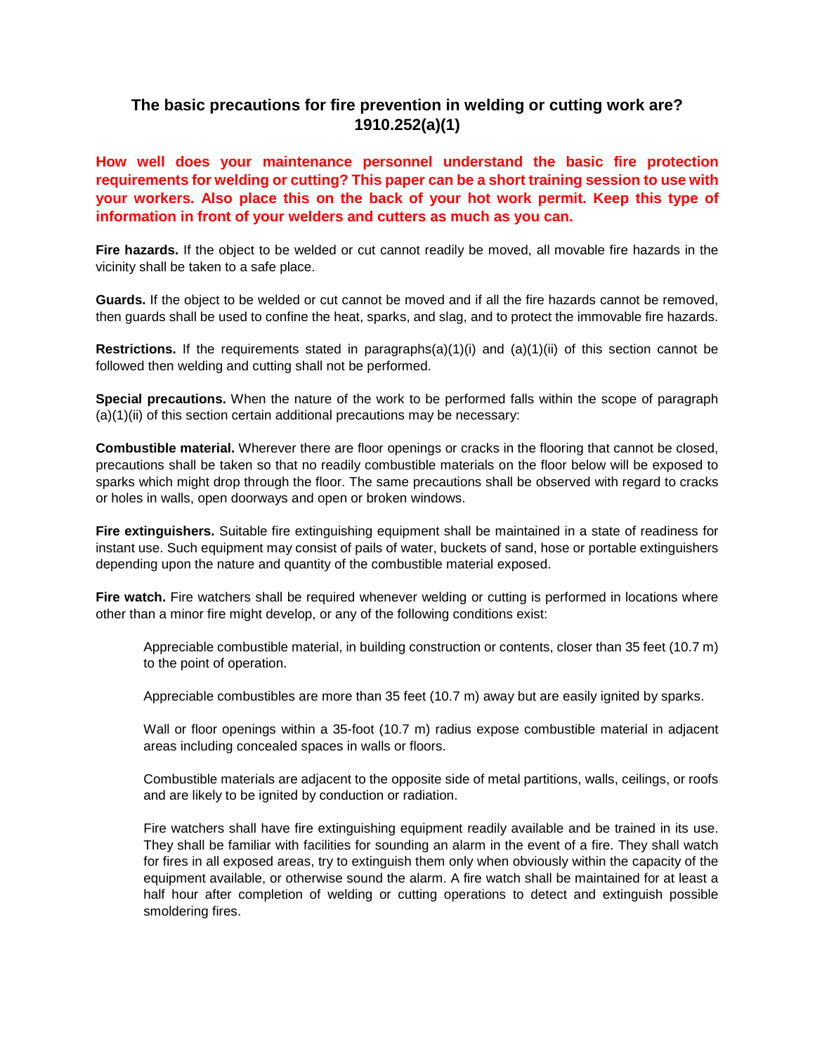## The basic precautions for fire prevention in welding or cutting work are? 1910.252(a)(1)

**How well does your maintenance personnel understand the basic fire protection requirements for welding or cutting? This paper can be a short training session to use with your workers. Also place this on the back of your hot work permit. Keep this type of information in front of your welders and cutters as much as you can.**

**Fire hazards.** If the object to be welded or cut cannot readily be moved, all movable fire hazards in the vicinity shall be taken to a safe place.

**Guards.** If the object to be welded or cut cannot be moved and if all the fire hazards cannot be removed, then guards shall be used to confine the heat, sparks, and slag, and to protect the immovable fire hazards.

**Restrictions.** If the requirements stated in paragraphs(a)(1)(i) and (a)(1)(ii) of this section cannot be followed then welding and cutting shall not be performed.

**Special precautions.** When the nature of the work to be performed falls within the scope of paragraph (a)(1)(ii) of this section certain additional precautions may be necessary:

**Combustible material.** Wherever there are floor openings or cracks in the flooring that cannot be closed, precautions shall be taken so that no readily combustible materials on the floor below will be exposed to sparks which might drop through the floor. The same precautions shall be observed with regard to cracks or holes in walls, open doorways and open or broken windows.

**Fire extinguishers.** Suitable fire extinguishing equipment shall be maintained in a state of readiness for instant use. Such equipment may consist of pails of water, buckets of sand, hose or portable extinguishers depending upon the nature and quantity of the combustible material exposed.

**Fire watch.** Fire watchers shall be required whenever welding or cutting is performed in locations where other than a minor fire might develop, or any of the following conditions exist:

> Appreciable combustible material, in building construction or contents, closer than 35 feet (10.7 m) to the point of operation.
>
> Appreciable combustibles are more than 35 feet (10.7 m) away but are easily ignited by sparks.
>
> Wall or floor openings within a 35-foot (10.7 m) radius expose combustible material in adjacent areas including concealed spaces in walls or floors.
>
> Combustible materials are adjacent to the opposite side of metal partitions, walls, ceilings, or roofs and are likely to be ignited by conduction or radiation.
>
> Fire watchers shall have fire extinguishing equipment readily available and be trained in its use. They shall be familiar with facilities for sounding an alarm in the event of a fire. They shall watch for fires in all exposed areas, try to extinguish them only when obviously within the capacity of the equipment available, or otherwise sound the alarm. A fire watch shall be maintained for at least a half hour after completion of welding or cutting operations to detect and extinguish possible smoldering fires.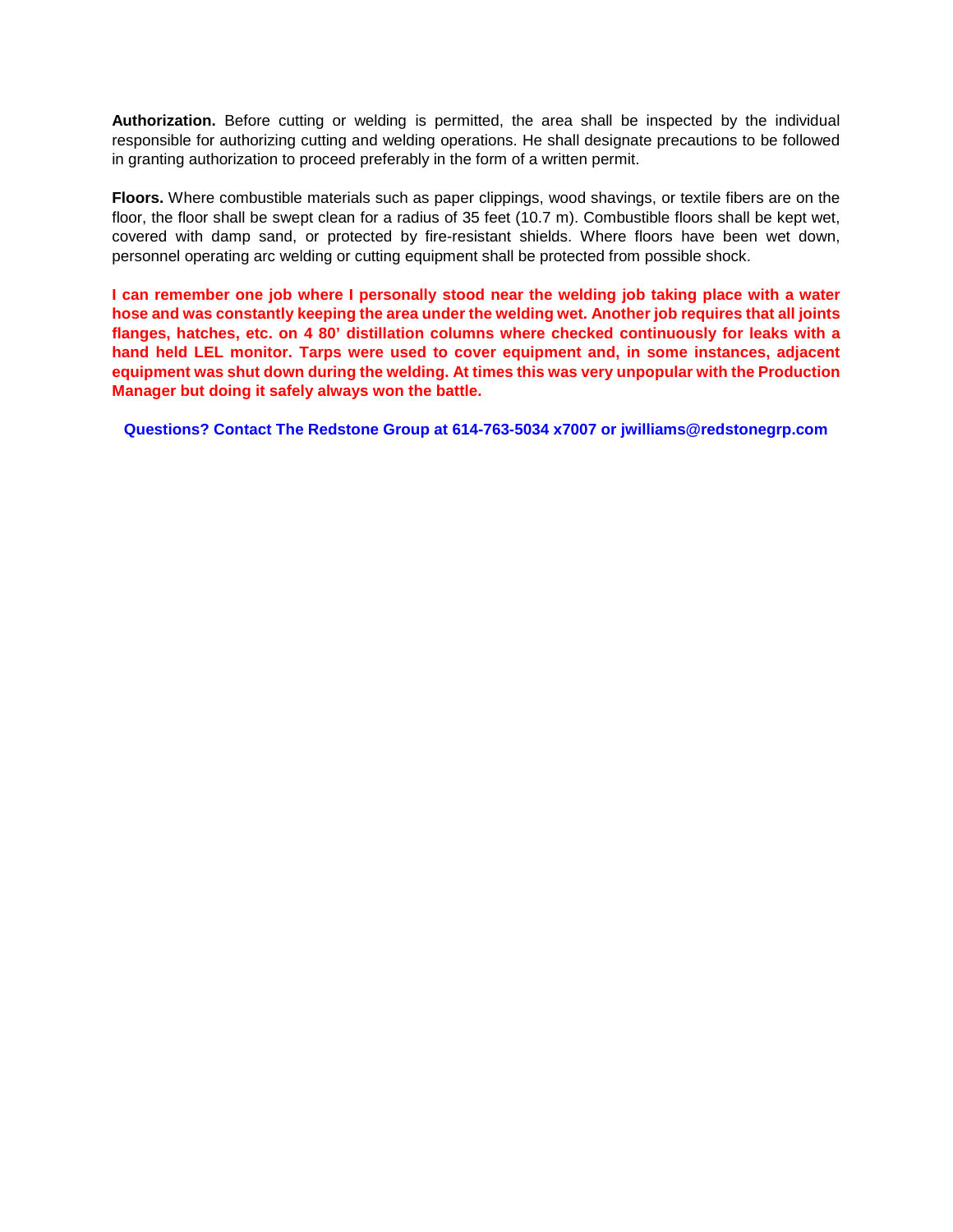**Authorization.** Before cutting or welding is permitted, the area shall be inspected by the individual responsible for authorizing cutting and welding operations. He shall designate precautions to be followed in granting authorization to proceed preferably in the form of a written permit.

**Floors.** Where combustible materials such as paper clippings, wood shavings, or textile fibers are on the floor, the floor shall be swept clean for a radius of 35 feet (10.7 m). Combustible floors shall be kept wet, covered with damp sand, or protected by fire-resistant shields. Where floors have been wet down, personnel operating arc welding or cutting equipment shall be protected from possible shock.

**I can remember one job where I personally stood near the welding job taking place with a water hose and was constantly keeping the area under the welding wet. Another job requires that all joints flanges, hatches, etc. on 4 80' distillation columns where checked continuously for leaks with a hand held LEL monitor. Tarps were used to cover equipment and, in some instances, adjacent equipment was shut down during the welding. At times this was very unpopular with the Production Manager but doing it safely always won the battle.**

**Questions? Contact The Redstone Group at 614-763-5034 x7007 or jwilliams@redstonegrp.com**